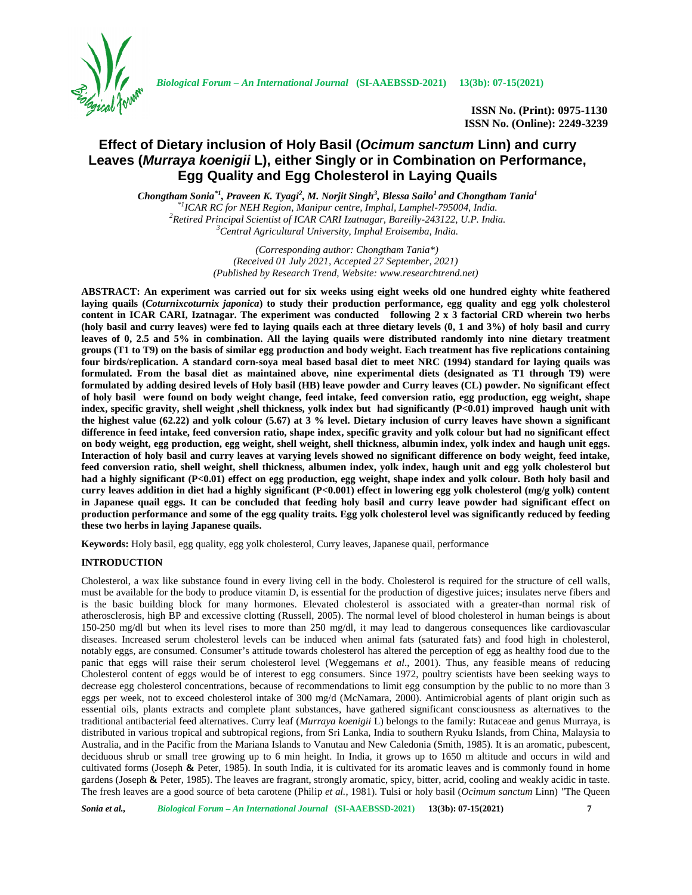# Effect of Dietary inclusion of Holy Basil (*Ocimum sanctum* Linn) and curry Leaves (*Murraya koenigii* L), either Singly or in Combination on Performance, Egg Quality and Egg Cholesterol in Laying Quails

***Chongtham Sonia*[*1], Praveen K. Tyagi[2], M. Norjit Singh[3], Blessa Sailo[1] and Chongtham Tania[1]***

[*1]ICAR RC for NEH Region, Manipur centre, Imphal, Lamphel-795004, India.
[2]Retired Principal Scientist of ICAR CARI Izatnagar, Bareilly-243122, U.P. India.
[3]Central Agricultural University, Imphal Eroisemba, India.

*(Corresponding author: Chongtham Tania*)*
*(Received 01 July 2021, Accepted 27 September, 2021)*
*(Published by Research Trend, Website: www.researchtrend.net)*

**ABSTRACT: An experiment was carried out for six weeks using eight weeks old one hundred eighty white feathered laying quails (*Coturnixcoturnix japonica*) to study their production performance, egg quality and egg yolk cholesterol content in ICAR CARI, Izatnagar. The experiment was conducted following 2 x 3 factorial CRD wherein two herbs (holy basil and curry leaves) were fed to laying quails each at three dietary levels (0, 1 and 3%) of holy basil and curry leaves of 0, 2.5 and 5% in combination. All the laying quails were distributed randomly into nine dietary treatment groups (T1 to T9) on the basis of similar egg production and body weight. Each treatment has five replications containing four birds/replication. A standard corn-soya meal based basal diet to meet NRC (1994) standard for laying quails was formulated. From the basal diet as maintained above, nine experimental diets (designated as T1 through T9) were formulated by adding desired levels of Holy basil (HB) leave powder and Curry leaves (CL) powder. No significant effect of holy basil were found on body weight change, feed intake, feed conversion ratio, egg production, egg weight, shape index, specific gravity, shell weight ,shell thickness, yolk index but had significantly ($P<0.01$) improved haugh unit with the highest value (62.22) and yolk colour (5.67) at 3 % level. Dietary inclusion of curry leaves have shown a significant difference in feed intake, feed conversion ratio, shape index, specific gravity and yolk colour but had no significant effect on body weight, egg production, egg weight, shell weight, shell thickness, albumin index, yolk index and haugh unit eggs. Interaction of holy basil and curry leaves at varying levels showed no significant difference on body weight, feed intake, feed conversion ratio, shell weight, shell thickness, albumen index, yolk index, haugh unit and egg yolk cholesterol but had a highly significant ($P<0.01$) effect on egg production, egg weight, shape index and yolk colour. Both holy basil and curry leaves addition in diet had a highly significant ($P<0.001$) effect in lowering egg yolk cholesterol (mg/g yolk) content in Japanese quail eggs. It can be concluded that feeding holy basil and curry leave powder had significant effect on production performance and some of the egg quality traits. Egg yolk cholesterol level was significantly reduced by feeding these two herbs in laying Japanese quails.**

**Keywords:** Holy basil, egg quality, egg yolk cholesterol, Curry leaves, Japanese quail, performance

## INTRODUCTION

Cholesterol, a wax like substance found in every living cell in the body. Cholesterol is required for the structure of cell walls, must be available for the body to produce vitamin D, is essential for the production of digestive juices; insulates nerve fibers and is the basic building block for many hormones. Elevated cholesterol is associated with a greater-than normal risk of atherosclerosis, high BP and excessive clotting (Russell, 2005). The normal level of blood cholesterol in human beings is about 150-250 mg/dl but when its level rises to more than 250 mg/dl, it may lead to dangerous consequences like cardiovascular diseases. Increased serum cholesterol levels can be induced when animal fats (saturated fats) and food high in cholesterol, notably eggs, are consumed. Consumer's attitude towards cholesterol has altered the perception of egg as healthy food due to the panic that eggs will raise their serum cholesterol level (Weggemans *et al*., 2001). Thus, any feasible means of reducing Cholesterol content of eggs would be of interest to egg consumers. Since 1972, poultry scientists have been seeking ways to decrease egg cholesterol concentrations, because of recommendations to limit egg consumption by the public to no more than 3 eggs per week, not to exceed cholesterol intake of 300 mg/d (McNamara, 2000). Antimicrobial agents of plant origin such as essential oils, plants extracts and complete plant substances, have gathered significant consciousness as alternatives to the traditional antibacterial feed alternatives. Curry leaf (*Murraya koenigii* L) belongs to the family: Rutaceae and genus Murraya, is distributed in various tropical and subtropical regions, from Sri Lanka, India to southern Ryuku Islands, from China, Malaysia to Australia, and in the Pacific from the Mariana Islands to Vanutau and New Caledonia (Smith, 1985). It is an aromatic, pubescent, deciduous shrub or small tree growing up to 6 min height. In India, it grows up to 1650 m altitude and occurs in wild and cultivated forms (Joseph **&** Peter, 1985). In south India, it is cultivated for its aromatic leaves and is commonly found in home gardens (Joseph **&** Peter, 1985). The leaves are fragrant, strongly aromatic, spicy, bitter, acrid, cooling and weakly acidic in taste. The fresh leaves are a good source of beta carotene (Philip *et al.*, 1981). Tulsi or holy basil (*Ocimum sanctum* Linn) "The Queen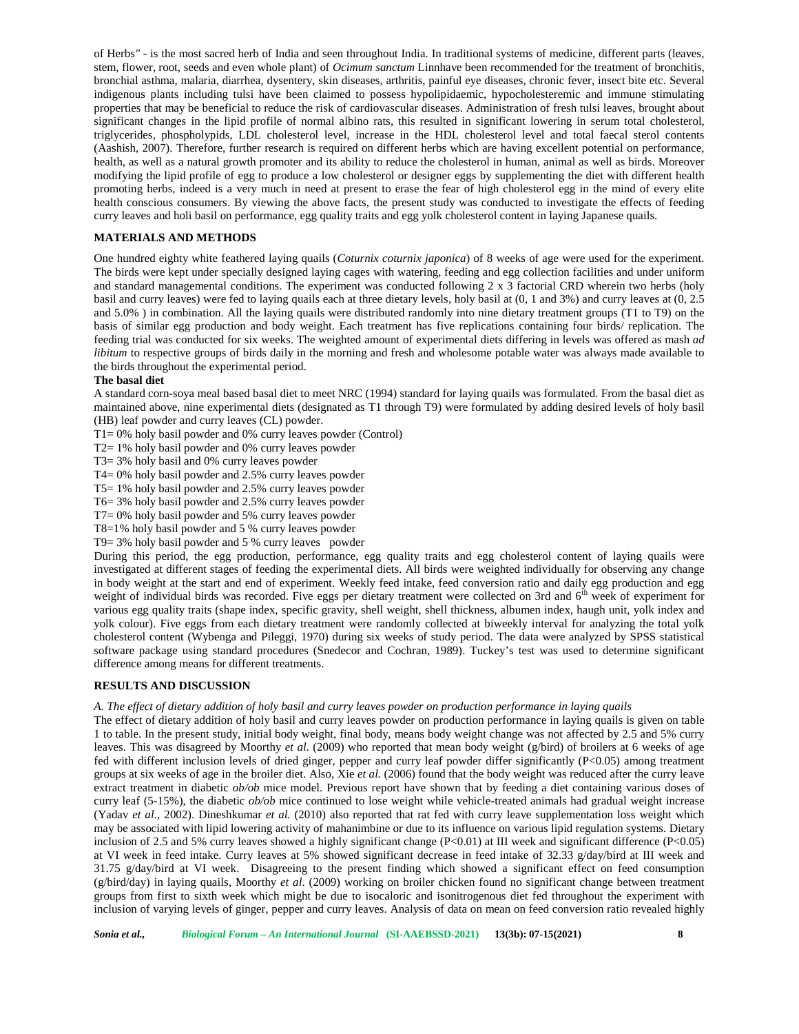of Herbs" - is the most sacred herb of India and seen throughout India. In traditional systems of medicine, different parts (leaves, stem, flower, root, seeds and even whole plant) of *Ocimum sanctum* Linnhave been recommended for the treatment of bronchitis, bronchial asthma, malaria, diarrhea, dysentery, skin diseases, arthritis, painful eye diseases, chronic fever, insect bite etc. Several indigenous plants including tulsi have been claimed to possess hypolipidaemic, hypocholesteremic and immune stimulating properties that may be beneficial to reduce the risk of cardiovascular diseases. Administration of fresh tulsi leaves, brought about significant changes in the lipid profile of normal albino rats, this resulted in significant lowering in serum total cholesterol, triglycerides, phospholypids, LDL cholesterol level, increase in the HDL cholesterol level and total faecal sterol contents (Aashish, 2007). Therefore, further research is required on different herbs which are having excellent potential on performance, health, as well as a natural growth promoter and its ability to reduce the cholesterol in human, animal as well as birds. Moreover modifying the lipid profile of egg to produce a low cholesterol or designer eggs by supplementing the diet with different health promoting herbs, indeed is a very much in need at present to erase the fear of high cholesterol egg in the mind of every elite health conscious consumers. By viewing the above facts, the present study was conducted to investigate the effects of feeding curry leaves and holi basil on performance, egg quality traits and egg yolk cholesterol content in laying Japanese quails.

## MATERIALS AND METHODS

One hundred eighty white feathered laying quails (*Coturnix coturnix japonica*) of 8 weeks of age were used for the experiment. The birds were kept under specially designed laying cages with watering, feeding and egg collection facilities and under uniform and standard managemental conditions. The experiment was conducted following 2 x 3 factorial CRD wherein two herbs (holy basil and curry leaves) were fed to laying quails each at three dietary levels, holy basil at (0, 1 and 3%) and curry leaves at (0, 2.5 and 5.0% ) in combination. All the laying quails were distributed randomly into nine dietary treatment groups (T1 to T9) on the basis of similar egg production and body weight. Each treatment has five replications containing four birds/ replication. The feeding trial was conducted for six weeks. The weighted amount of experimental diets differing in levels was offered as mash *ad libitum* to respective groups of birds daily in the morning and fresh and wholesome potable water was always made available to the birds throughout the experimental period.

**The basal diet**

A standard corn-soya meal based basal diet to meet NRC (1994) standard for laying quails was formulated. From the basal diet as maintained above, nine experimental diets (designated as T1 through T9) were formulated by adding desired levels of holy basil (HB) leaf powder and curry leaves (CL) powder.

T1= 0% holy basil powder and 0% curry leaves powder (Control)
T2= 1% holy basil powder and 0% curry leaves powder
T3= 3% holy basil and 0% curry leaves powder
T4= 0% holy basil powder and 2.5% curry leaves powder
T5= 1% holy basil powder and 2.5% curry leaves powder
T6= 3% holy basil powder and 2.5% curry leaves powder
T7= 0% holy basil powder and 5% curry leaves powder
T8=1% holy basil powder and 5 % curry leaves powder
T9= 3% holy basil powder and 5 % curry leaves powder

During this period, the egg production, performance, egg quality traits and egg cholesterol content of laying quails were investigated at different stages of feeding the experimental diets. All birds were weighted individually for observing any change in body weight at the start and end of experiment. Weekly feed intake, feed conversion ratio and daily egg production and egg weight of individual birds was recorded. Five eggs per dietary treatment were collected on 3rd and 6$^{th}$ week of experiment for various egg quality traits (shape index, specific gravity, shell weight, shell thickness, albumen index, haugh unit, yolk index and yolk colour). Five eggs from each dietary treatment were randomly collected at biweekly interval for analyzing the total yolk cholesterol content (Wybenga and Pileggi, 1970) during six weeks of study period. The data were analyzed by SPSS statistical software package using standard procedures (Snedecor and Cochran, 1989). Tuckey's test was used to determine significant difference among means for different treatments.

## RESULTS AND DISCUSSION

*A. The effect of dietary addition of holy basil and curry leaves powder on production performance in laying quails*

The effect of dietary addition of holy basil and curry leaves powder on production performance in laying quails is given on table 1 to table. In the present study, initial body weight, final body, means body weight change was not affected by 2.5 and 5% curry leaves. This was disagreed by Moorthy *et al.* (2009) who reported that mean body weight (g/bird) of broilers at 6 weeks of age fed with different inclusion levels of dried ginger, pepper and curry leaf powder differ significantly ($P<0.05$) among treatment groups at six weeks of age in the broiler diet. Also, Xie *et al.* (2006) found that the body weight was reduced after the curry leave extract treatment in diabetic *ob/ob* mice model. Previous report have shown that by feeding a diet containing various doses of curry leaf (5-15%), the diabetic *ob/ob* mice continued to lose weight while vehicle-treated animals had gradual weight increase (Yadav *et al.*, 2002). Dineshkumar *et al.* (2010) also reported that rat fed with curry leave supplementation loss weight which may be associated with lipid lowering activity of mahanimbine or due to its influence on various lipid regulation systems. Dietary inclusion of 2.5 and 5% curry leaves showed a highly significant change ($P<0.01$) at III week and significant difference ($P<0.05$) at VI week in feed intake. Curry leaves at 5% showed significant decrease in feed intake of 32.33 g/day/bird at III week and 31.75 g/day/bird at VI week. Disagreeing to the present finding which showed a significant effect on feed consumption (g/bird/day) in laying quails, Moorthy *et al.* (2009) working on broiler chicken found no significant change between treatment groups from first to sixth week which might be due to isocaloric and isonitrogenous diet fed throughout the experiment with inclusion of varying levels of ginger, pepper and curry leaves. Analysis of data on mean on feed conversion ratio revealed highly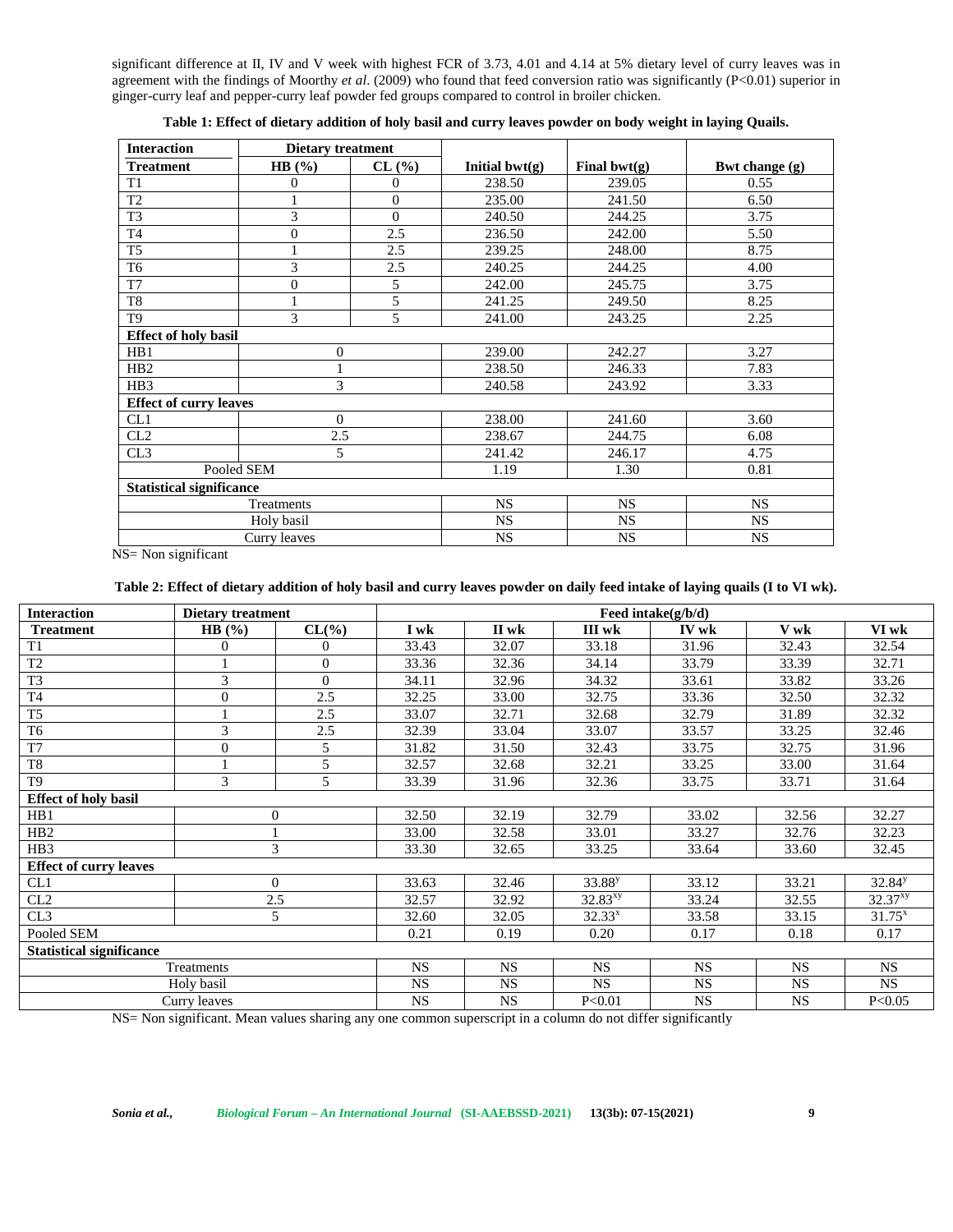significant difference at II, IV and V week with highest FCR of 3.73, 4.01 and 4.14 at 5% dietary level of curry leaves was in agreement with the findings of Moorthy *et al*. (2009) who found that feed conversion ratio was significantly ($P<0.01$) superior in ginger-curry leaf and pepper-curry leaf powder fed groups compared to control in broiler chicken.

**Table 1: Effect of dietary addition of holy basil and curry leaves powder on body weight in laying Quails.**

| Interaction | Dietary treatment | | | | |
|---|---|---|---|---|---|
| **Treatment** | **HB (%)** | **CL (%)** | **Initial bwt(g)** | **Final bwt(g)** | **Bwt change (g)** |
| T1 | 0 | 0 | 238.50 | 239.05 | 0.55 |
| T2 | 1 | 0 | 235.00 | 241.50 | 6.50 |
| T3 | 3 | 0 | 240.50 | 244.25 | 3.75 |
| T4 | 0 | 2.5 | 236.50 | 242.00 | 5.50 |
| T5 | 1 | 2.5 | 239.25 | 248.00 | 8.75 |
| T6 | 3 | 2.5 | 240.25 | 244.25 | 4.00 |
| T7 | 0 | 5 | 242.00 | 245.75 | 3.75 |
| T8 | 1 | 5 | 241.25 | 249.50 | 8.25 |
| T9 | 3 | 5 | 241.00 | 243.25 | 2.25 |
| **Effect of holy basil** | | | | | |
| HB1 | 0 | | 239.00 | 242.27 | 3.27 |
| HB2 | 1 | | 238.50 | 246.33 | 7.83 |
| HB3 | 3 | | 240.58 | 243.92 | 3.33 |
| **Effect of curry leaves** | | | | | |
| CL1 | 0 | | 238.00 | 241.60 | 3.60 |
| CL2 | 2.5 | | 238.67 | 244.75 | 6.08 |
| CL3 | 5 | | 241.42 | 246.17 | 4.75 |
| Pooled SEM | | | 1.19 | 1.30 | 0.81 |
| **Statistical significance** | | | | | |
| Treatments | | | NS | NS | NS |
| Holy basil | | | NS | NS | NS |
| Curry leaves | | | NS | NS | NS |

NS= Non significant

**Table 2: Effect of dietary addition of holy basil and curry leaves powder on daily feed intake of laying quails (I to VI wk).**

| Interaction | Dietary treatment | | Feed intake(g/b/d) | | | | | |
|---|---|---|---|---|---|---|---|---|
| **Treatment** | **HB (%)** | **CL(%)** | **I wk** | **II wk** | **III wk** | **IV wk** | **V wk** | **VI wk** |
| T1 | 0 | 0 | 33.43 | 32.07 | 33.18 | 31.96 | 32.43 | 32.54 |
| T2 | 1 | 0 | 33.36 | 32.36 | 34.14 | 33.79 | 33.39 | 32.71 |
| T3 | 3 | 0 | 34.11 | 32.96 | 34.32 | 33.61 | 33.82 | 33.26 |
| T4 | 0 | 2.5 | 32.25 | 33.00 | 32.75 | 33.36 | 32.50 | 32.32 |
| T5 | 1 | 2.5 | 33.07 | 32.71 | 32.68 | 32.79 | 31.89 | 32.32 |
| T6 | 3 | 2.5 | 32.39 | 33.04 | 33.07 | 33.57 | 33.25 | 32.46 |
| T7 | 0 | 5 | 31.82 | 31.50 | 32.43 | 33.75 | 32.75 | 31.96 |
| T8 | 1 | 5 | 32.57 | 32.68 | 32.21 | 33.25 | 33.00 | 31.64 |
| T9 | 3 | 5 | 33.39 | 31.96 | 32.36 | 33.75 | 33.71 | 31.64 |
| **Effect of holy basil** | | | | | | | | |
| HB1 | 0 | | 32.50 | 32.19 | 32.79 | 33.02 | 32.56 | 32.27 |
| HB2 | 1 | | 33.00 | 32.58 | 33.01 | 33.27 | 32.76 | 32.23 |
| HB3 | 3 | | 33.30 | 32.65 | 33.25 | 33.64 | 33.60 | 32.45 |
| **Effect of curry leaves** | | | | | | | | |
| CL1 | 0 | | 33.63 | 32.46 | $33.88^{y}$ | 33.12 | 33.21 | $32.84^{y}$ |
| CL2 | 2.5 | | 32.57 | 32.92 | $32.83^{xy}$ | 33.24 | 32.55 | $32.37^{xy}$ |
| CL3 | 5 | | 32.60 | 32.05 | $32.33^{x}$ | 33.58 | 33.15 | $31.75^{x}$ |
| Pooled SEM | | | 0.21 | 0.19 | 0.20 | 0.17 | 0.18 | 0.17 |
| **Statistical significance** | | | | | | | | |
| Treatments | | | NS | NS | NS | NS | NS | NS |
| Holy basil | | | NS | NS | NS | NS | NS | NS |
| Curry leaves | | | NS | NS | $P<0.01$ | NS | NS | $P<0.05$ |

NS= Non significant. Mean values sharing any one common superscript in a column do not differ significantly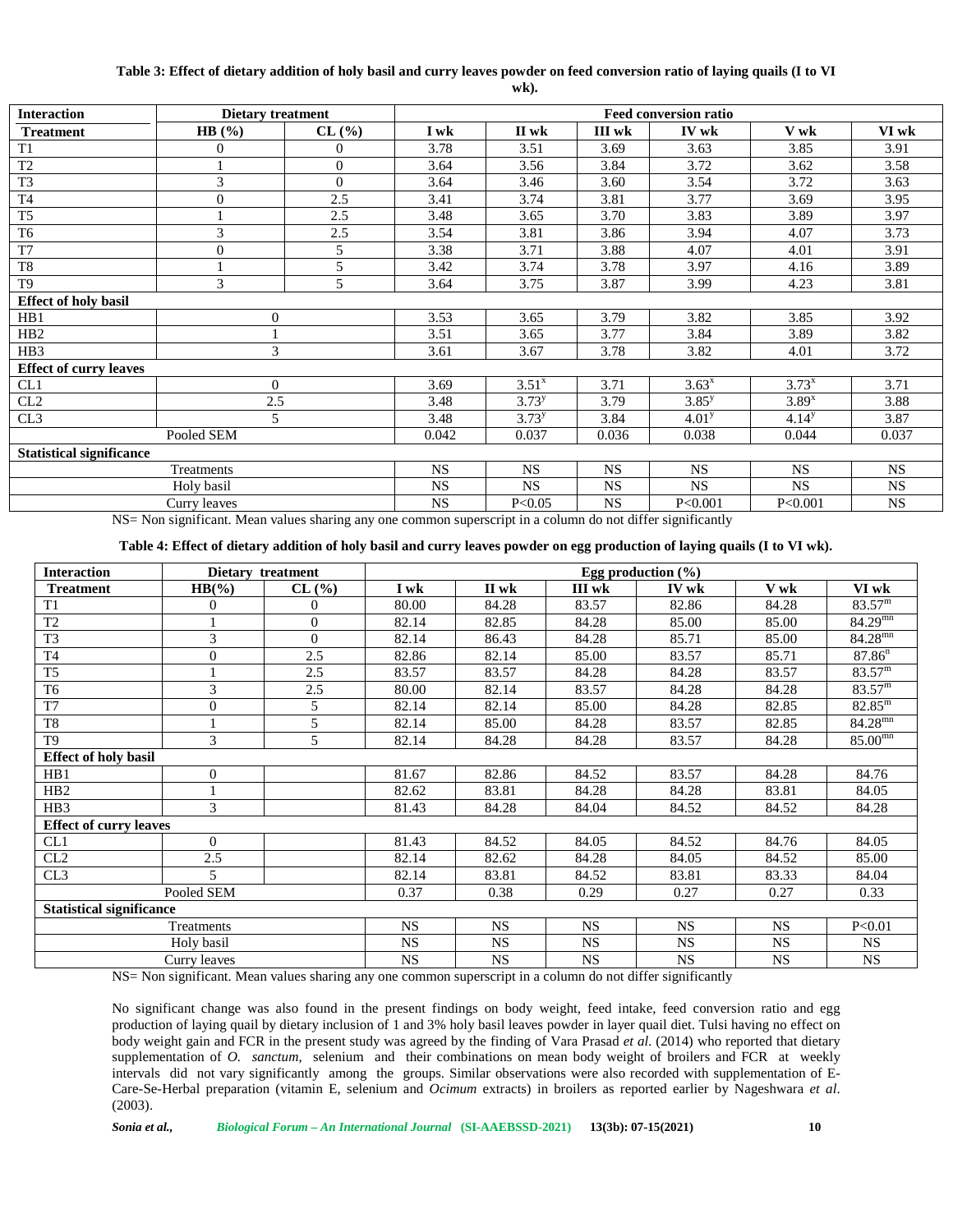**Table 3: Effect of dietary addition of holy basil and curry leaves powder on feed conversion ratio of laying quails (I to VI wk).**

| Interaction | Dietary treatment | | Feed conversion ratio | | | | | |
|---|---|---|---|---|---|---|---|---|
| Treatment | HB (%) | CL (%) | I wk | II wk | III wk | IV wk | V wk | VI wk |
| T1 | 0 | 0 | 3.78 | 3.51 | 3.69 | 3.63 | 3.85 | 3.91 |
| T2 | 1 | 0 | 3.64 | 3.56 | 3.84 | 3.72 | 3.62 | 3.58 |
| T3 | 3 | 0 | 3.64 | 3.46 | 3.60 | 3.54 | 3.72 | 3.63 |
| T4 | 0 | 2.5 | 3.41 | 3.74 | 3.81 | 3.77 | 3.69 | 3.95 |
| T5 | 1 | 2.5 | 3.48 | 3.65 | 3.70 | 3.83 | 3.89 | 3.97 |
| T6 | 3 | 2.5 | 3.54 | 3.81 | 3.86 | 3.94 | 4.07 | 3.73 |
| T7 | 0 | 5 | 3.38 | 3.71 | 3.88 | 4.07 | 4.01 | 3.91 |
| T8 | 1 | 5 | 3.42 | 3.74 | 3.78 | 3.97 | 4.16 | 3.89 |
| T9 | 3 | 5 | 3.64 | 3.75 | 3.87 | 3.99 | 4.23 | 3.81 |
| **Effect of holy basil** | | | | | | | | |
| HB1 | 0 | | 3.53 | 3.65 | 3.79 | 3.82 | 3.85 | 3.92 |
| HB2 | 1 | | 3.51 | 3.65 | 3.77 | 3.84 | 3.89 | 3.82 |
| HB3 | 3 | | 3.61 | 3.67 | 3.78 | 3.82 | 4.01 | 3.72 |
| **Effect of curry leaves** | | | | | | | | |
| CL1 | 0 | | 3.69 | 3.51$^{x}$ | 3.71 | 3.63$^{x}$ | 3.73$^{x}$ | 3.71 |
| CL2 | 2.5 | | 3.48 | 3.73$^{y}$ | 3.79 | 3.85$^{y}$ | 3.89$^{x}$ | 3.88 |
| CL3 | 5 | | 3.48 | 3.73$^{y}$ | 3.84 | 4.01$^{y}$ | 4.14$^{y}$ | 3.87 |
| Pooled SEM | | | 0.042 | 0.037 | 0.036 | 0.038 | 0.044 | 0.037 |
| **Statistical significance** | | | | | | | | |
| Treatments | | | NS | NS | NS | NS | NS | NS |
| Holy basil | | | NS | NS | NS | NS | NS | NS |
| Curry leaves | | | NS | $P<0.05$ | NS | $P<0.001$ | $P<0.001$ | NS |

NS= Non significant. Mean values sharing any one common superscript in a column do not differ significantly

**Table 4: Effect of dietary addition of holy basil and curry leaves powder on egg production of laying quails (I to VI wk).**

| Interaction | Dietary treatment | | Egg production (%) | | | | | |
|---|---|---|---|---|---|---|---|---|
| Treatment | HB(%) | CL (%) | I wk | II wk | III wk | IV wk | V wk | VI wk |
| T1 | 0 | 0 | 80.00 | 84.28 | 83.57 | 82.86 | 84.28 | 83.57$^{m}$ |
| T2 | 1 | 0 | 82.14 | 82.85 | 84.28 | 85.00 | 85.00 | 84.29$^{mn}$ |
| T3 | 3 | 0 | 82.14 | 86.43 | 84.28 | 85.71 | 85.00 | 84.28$^{mn}$ |
| T4 | 0 | 2.5 | 82.86 | 82.14 | 85.00 | 83.57 | 85.71 | 87.86$^{n}$ |
| T5 | 1 | 2.5 | 83.57 | 83.57 | 84.28 | 84.28 | 83.57 | 83.57$^{m}$ |
| T6 | 3 | 2.5 | 80.00 | 82.14 | 83.57 | 84.28 | 84.28 | 83.57$^{m}$ |
| T7 | 0 | 5 | 82.14 | 82.14 | 85.00 | 84.28 | 82.85 | 82.85$^{m}$ |
| T8 | 1 | 5 | 82.14 | 85.00 | 84.28 | 83.57 | 82.85 | 84.28$^{mn}$ |
| T9 | 3 | 5 | 82.14 | 84.28 | 84.28 | 83.57 | 84.28 | 85.00$^{mn}$ |
| **Effect of holy basil** | | | | | | | | |
| HB1 | 0 | | 81.67 | 82.86 | 84.52 | 83.57 | 84.28 | 84.76 |
| HB2 | 1 | | 82.62 | 83.81 | 84.28 | 84.28 | 83.81 | 84.05 |
| HB3 | 3 | | 81.43 | 84.28 | 84.04 | 84.52 | 84.52 | 84.28 |
| **Effect of curry leaves** | | | | | | | | |
| CL1 | 0 | | 81.43 | 84.52 | 84.05 | 84.52 | 84.76 | 84.05 |
| CL2 | 2.5 | | 82.14 | 82.62 | 84.28 | 84.05 | 84.52 | 85.00 |
| CL3 | 5 | | 82.14 | 83.81 | 84.52 | 83.81 | 83.33 | 84.04 |
| Pooled SEM | | | 0.37 | 0.38 | 0.29 | 0.27 | 0.27 | 0.33 |
| **Statistical significance** | | | | | | | | |
| Treatments | | | NS | NS | NS | NS | NS | $P<0.01$ |
| Holy basil | | | NS | NS | NS | NS | NS | NS |
| Curry leaves | | | NS | NS | NS | NS | NS | NS |

NS= Non significant. Mean values sharing any one common superscript in a column do not differ significantly

No significant change was also found in the present findings on body weight, feed intake, feed conversion ratio and egg production of laying quail by dietary inclusion of 1 and 3% holy basil leaves powder in layer quail diet. Tulsi having no effect on body weight gain and FCR in the present study was agreed by the finding of Vara Prasad *et al.* (2014) who reported that dietary supplementation of *O. sanctum*, selenium and their combinations on mean body weight of broilers and FCR at weekly intervals did not vary significantly among the groups. Similar observations were also recorded with supplementation of E-Care-Se-Herbal preparation (vitamin E, selenium and *Ocimum* extracts) in broilers as reported earlier by Nageshwara *et al.* (2003).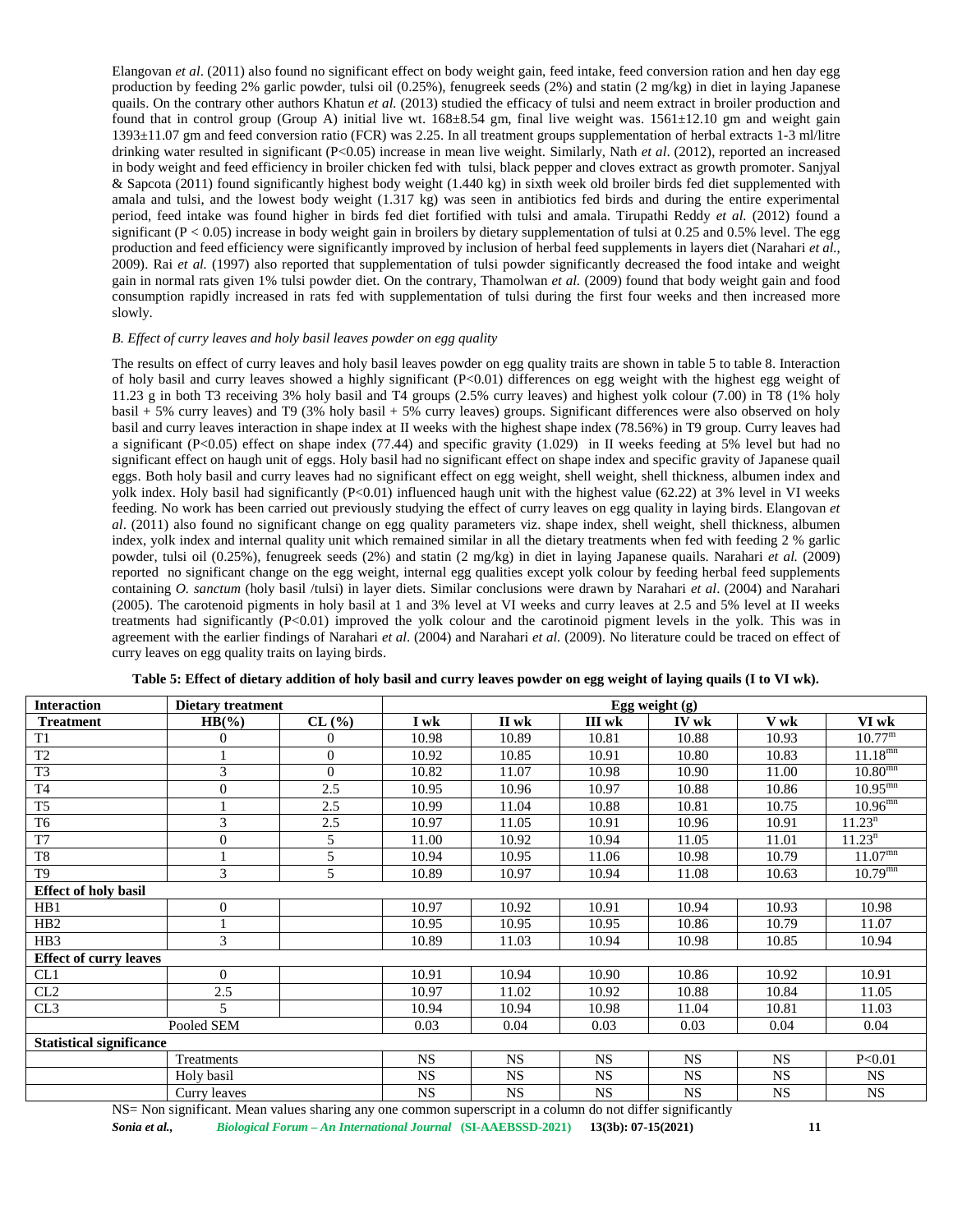Elangovan *et al*. (2011) also found no significant effect on body weight gain, feed intake, feed conversion ration and hen day egg production by feeding 2% garlic powder, tulsi oil (0.25%), fenugreek seeds (2%) and statin (2 mg/kg) in diet in laying Japanese quails. On the contrary other authors Khatun *et al.* (2013) studied the efficacy of tulsi and neem extract in broiler production and found that in control group (Group A) initial live wt. 168±8.54 gm, final live weight was. 1561±12.10 gm and weight gain 1393±11.07 gm and feed conversion ratio (FCR) was 2.25. In all treatment groups supplementation of herbal extracts 1-3 ml/litre drinking water resulted in significant (P<0.05) increase in mean live weight. Similarly, Nath *et al*. (2012), reported an increased in body weight and feed efficiency in broiler chicken fed with tulsi, black pepper and cloves extract as growth promoter. Sanjyal & Sapcota (2011) found significantly highest body weight (1.440 kg) in sixth week old broiler birds fed diet supplemented with amala and tulsi, and the lowest body weight (1.317 kg) was seen in antibiotics fed birds and during the entire experimental period, feed intake was found higher in birds fed diet fortified with tulsi and amala. Tirupathi Reddy *et al.* (2012) found a significant (P < 0.05) increase in body weight gain in broilers by dietary supplementation of tulsi at 0.25 and 0.5% level. The egg production and feed efficiency were significantly improved by inclusion of herbal feed supplements in layers diet (Narahari *et al.*, 2009). Rai *et al.* (1997) also reported that supplementation of tulsi powder significantly decreased the food intake and weight gain in normal rats given 1% tulsi powder diet. On the contrary, Thamolwan *et al.* (2009) found that body weight gain and food consumption rapidly increased in rats fed with supplementation of tulsi during the first four weeks and then increased more slowly.

### *B. Effect of curry leaves and holy basil leaves powder on egg quality*

The results on effect of curry leaves and holy basil leaves powder on egg quality traits are shown in table 5 to table 8. Interaction of holy basil and curry leaves showed a highly significant (P<0.01) differences on egg weight with the highest egg weight of 11.23 g in both T3 receiving 3% holy basil and T4 groups (2.5% curry leaves) and highest yolk colour (7.00) in T8 (1% holy basil + 5% curry leaves) and T9 (3% holy basil + 5% curry leaves) groups. Significant differences were also observed on holy basil and curry leaves interaction in shape index at II weeks with the highest shape index (78.56%) in T9 group. Curry leaves had a significant (P<0.05) effect on shape index (77.44) and specific gravity (1.029) in II weeks feeding at 5% level but had no significant effect on haugh unit of eggs. Holy basil had no significant effect on shape index and specific gravity of Japanese quail eggs. Both holy basil and curry leaves had no significant effect on egg weight, shell weight, shell thickness, albumen index and yolk index. Holy basil had significantly (P<0.01) influenced haugh unit with the highest value (62.22) at 3% level in VI weeks feeding. No work has been carried out previously studying the effect of curry leaves on egg quality in laying birds. Elangovan *et al*. (2011) also found no significant change on egg quality parameters viz. shape index, shell weight, shell thickness, albumen index, yolk index and internal quality unit which remained similar in all the dietary treatments when fed with feeding 2 % garlic powder, tulsi oil (0.25%), fenugreek seeds (2%) and statin (2 mg/kg) in diet in laying Japanese quails. Narahari *et al.* (2009) reported no significant change on the egg weight, internal egg qualities except yolk colour by feeding herbal feed supplements containing *O. sanctum* (holy basil /tulsi) in layer diets. Similar conclusions were drawn by Narahari *et al*. (2004) and Narahari (2005). The carotenoid pigments in holy basil at 1 and 3% level at VI weeks and curry leaves at 2.5 and 5% level at II weeks treatments had significantly (P<0.01) improved the yolk colour and the carotinoid pigment levels in the yolk. This was in agreement with the earlier findings of Narahari *et al*. (2004) and Narahari *et al.* (2009). No literature could be traced on effect of curry leaves on egg quality traits on laying birds.

**Table 5: Effect of dietary addition of holy basil and curry leaves powder on egg weight of laying quails (I to VI wk).**

| Interaction | Dietary treatment | | Egg weight (g) | | | | | |
|---|---|---|---|---|---|---|---|---|
| **Treatment** | **HB(%)** | **CL (%)** | **I wk** | **II wk** | **III wk** | **IV wk** | **V wk** | **VI wk** |
| T1 | 0 | 0 | 10.98 | 10.89 | 10.81 | 10.88 | 10.93 | $10.77^{m}$ |
| T2 | 1 | 0 | 10.92 | 10.85 | 10.91 | 10.80 | 10.83 | $11.18^{mn}$ |
| T3 | 3 | 0 | 10.82 | 11.07 | 10.98 | 10.90 | 11.00 | $10.80^{mn}$ |
| T4 | 0 | 2.5 | 10.95 | 10.96 | 10.97 | 10.88 | 10.86 | $10.95^{mn}$ |
| T5 | 1 | 2.5 | 10.99 | 11.04 | 10.88 | 10.81 | 10.75 | $10.96^{mn}$ |
| T6 | 3 | 2.5 | 10.97 | 11.05 | 10.91 | 10.96 | 10.91 | $11.23^{n}$ |
| T7 | 0 | 5 | 11.00 | 10.92 | 10.94 | 11.05 | 11.01 | $11.23^{n}$ |
| T8 | 1 | 5 | 10.94 | 10.95 | 11.06 | 10.98 | 10.79 | $11.07^{mn}$ |
| T9 | 3 | 5 | 10.89 | 10.97 | 10.94 | 11.08 | 10.63 | $10.79^{mn}$ |
| **Effect of holy basil** | | | | | | | | |
| HB1 | 0 | | 10.97 | 10.92 | 10.91 | 10.94 | 10.93 | 10.98 |
| HB2 | 1 | | 10.95 | 10.95 | 10.95 | 10.86 | 10.79 | 11.07 |
| HB3 | 3 | | 10.89 | 11.03 | 10.94 | 10.98 | 10.85 | 10.94 |
| **Effect of curry leaves** | | | | | | | | |
| CL1 | 0 | | 10.91 | 10.94 | 10.90 | 10.86 | 10.92 | 10.91 |
| CL2 | 2.5 | | 10.97 | 11.02 | 10.92 | 10.88 | 10.84 | 11.05 |
| CL3 | 5 | | 10.94 | 10.94 | 10.98 | 11.04 | 10.81 | 11.03 |
| | Pooled SEM | | 0.03 | 0.04 | 0.03 | 0.03 | 0.04 | 0.04 |
| **Statistical significance** | | | | | | | | |
| | Treatments | | NS | NS | NS | NS | NS | P<0.01 |
| | Holy basil | | NS | NS | NS | NS | NS | NS |
| | Curry leaves | | NS | NS | NS | NS | NS | NS |

NS= Non significant. Mean values sharing any one common superscript in a column do not differ significantly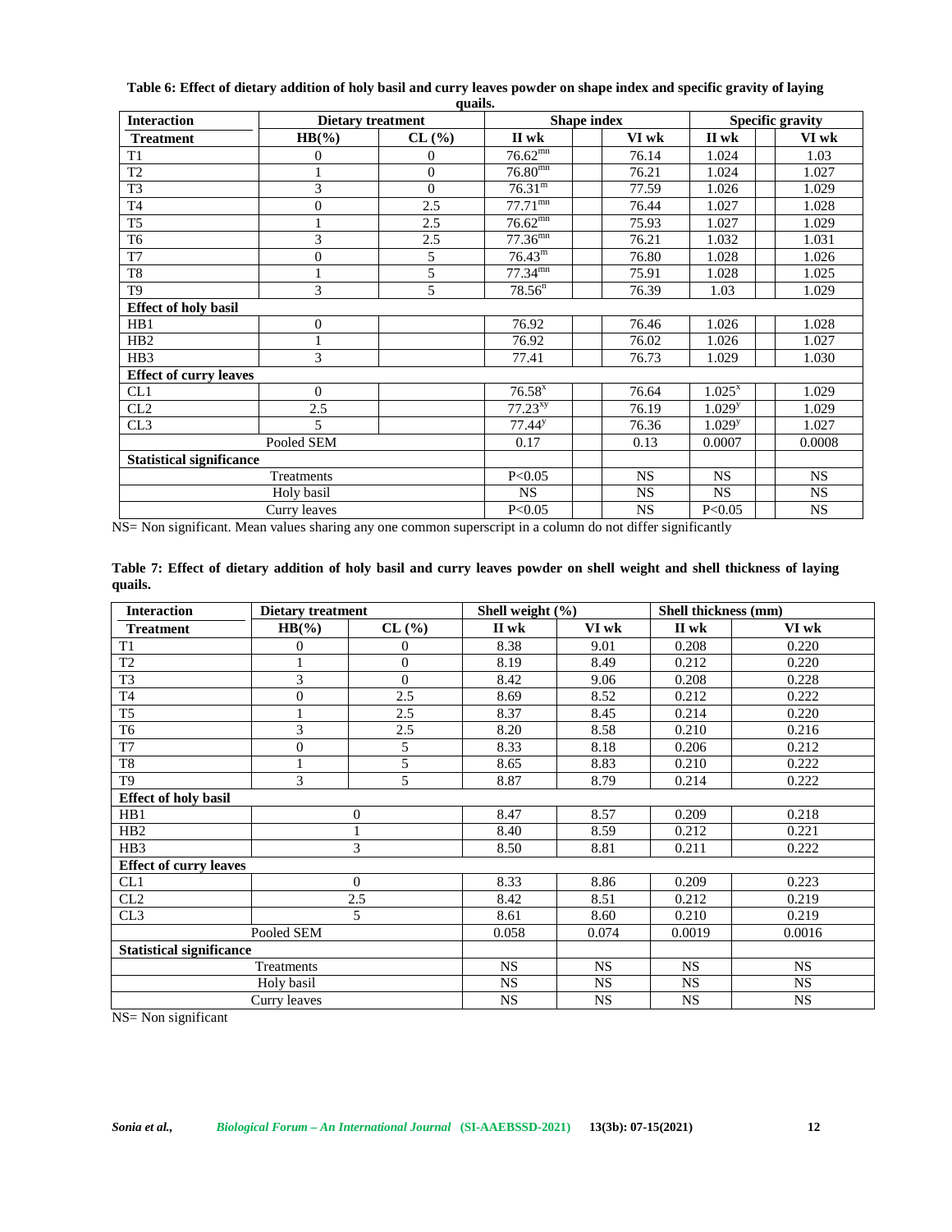**Table 6: Effect of dietary addition of holy basil and curry leaves powder on shape index and specific gravity of laying quails.**

| Interaction | Dietary treatment | | Shape index | | Specific gravity | |
|---|---|---|---|---|---|---|
| Treatment | HB(%) | CL (%) | II wk | VI wk | II wk | VI wk |
| T1 | 0 | 0 | $76.62^{mn}$ | 76.14 | 1.024 | 1.03 |
| T2 | 1 | 0 | $76.80^{mn}$ | 76.21 | 1.024 | 1.027 |
| T3 | 3 | 0 | $76.31^{m}$ | 77.59 | 1.026 | 1.029 |
| T4 | 0 | 2.5 | $77.71^{mn}$ | 76.44 | 1.027 | 1.028 |
| T5 | 1 | 2.5 | $76.62^{mn}$ | 75.93 | 1.027 | 1.029 |
| T6 | 3 | 2.5 | $77.36^{mn}$ | 76.21 | 1.032 | 1.031 |
| T7 | 0 | 5 | $76.43^{m}$ | 76.80 | 1.028 | 1.026 |
| T8 | 1 | 5 | $77.34^{mn}$ | 75.91 | 1.028 | 1.025 |
| T9 | 3 | 5 | $78.56^{n}$ | 76.39 | 1.03 | 1.029 |
| **Effect of holy basil** | | | | | | |
| HB1 | 0 | | 76.92 | 76.46 | 1.026 | 1.028 |
| HB2 | 1 | | 76.92 | 76.02 | 1.026 | 1.027 |
| HB3 | 3 | | 77.41 | 76.73 | 1.029 | 1.030 |
| **Effect of curry leaves** | | | | | | |
| CL1 | 0 | | $76.58^{x}$ | 76.64 | $1.025^{x}$ | 1.029 |
| CL2 | 2.5 | | $77.23^{xy}$ | 76.19 | $1.029^{y}$ | 1.029 |
| CL3 | 5 | | $77.44^{y}$ | 76.36 | $1.029^{y}$ | 1.027 |
| Pooled SEM | | | 0.17 | 0.13 | 0.0007 | 0.0008 |
| **Statistical significance** | | | | | | |
| Treatments | | | $P<0.05$ | NS | NS | NS |
| Holy basil | | | NS | NS | NS | NS |
| Curry leaves | | | $P<0.05$ | NS | $P<0.05$ | NS |

NS= Non significant. Mean values sharing any one common superscript in a column do not differ significantly

**Table 7: Effect of dietary addition of holy basil and curry leaves powder on shell weight and shell thickness of laying quails.**

| Interaction | Dietary treatment | | Shell weight (%) | | Shell thickness (mm) | |
|---|---|---|---|---|---|---|
| Treatment | HB(%) | CL (%) | II wk | VI wk | II wk | VI wk |
| T1 | 0 | 0 | 8.38 | 9.01 | 0.208 | 0.220 |
| T2 | 1 | 0 | 8.19 | 8.49 | 0.212 | 0.220 |
| T3 | 3 | 0 | 8.42 | 9.06 | 0.208 | 0.228 |
| T4 | 0 | 2.5 | 8.69 | 8.52 | 0.212 | 0.222 |
| T5 | 1 | 2.5 | 8.37 | 8.45 | 0.214 | 0.220 |
| T6 | 3 | 2.5 | 8.20 | 8.58 | 0.210 | 0.216 |
| T7 | 0 | 5 | 8.33 | 8.18 | 0.206 | 0.212 |
| T8 | 1 | 5 | 8.65 | 8.83 | 0.210 | 0.222 |
| T9 | 3 | 5 | 8.87 | 8.79 | 0.214 | 0.222 |
| **Effect of holy basil** | | | | | | |
| HB1 | 0 | | 8.47 | 8.57 | 0.209 | 0.218 |
| HB2 | 1 | | 8.40 | 8.59 | 0.212 | 0.221 |
| HB3 | 3 | | 8.50 | 8.81 | 0.211 | 0.222 |
| **Effect of curry leaves** | | | | | | |
| CL1 | 0 | | 8.33 | 8.86 | 0.209 | 0.223 |
| CL2 | 2.5 | | 8.42 | 8.51 | 0.212 | 0.219 |
| CL3 | 5 | | 8.61 | 8.60 | 0.210 | 0.219 |
| Pooled SEM | | | 0.058 | 0.074 | 0.0019 | 0.0016 |
| **Statistical significance** | | | | | | |
| Treatments | | | NS | NS | NS | NS |
| Holy basil | | | NS | NS | NS | NS |
| Curry leaves | | | NS | NS | NS | NS |

NS= Non significant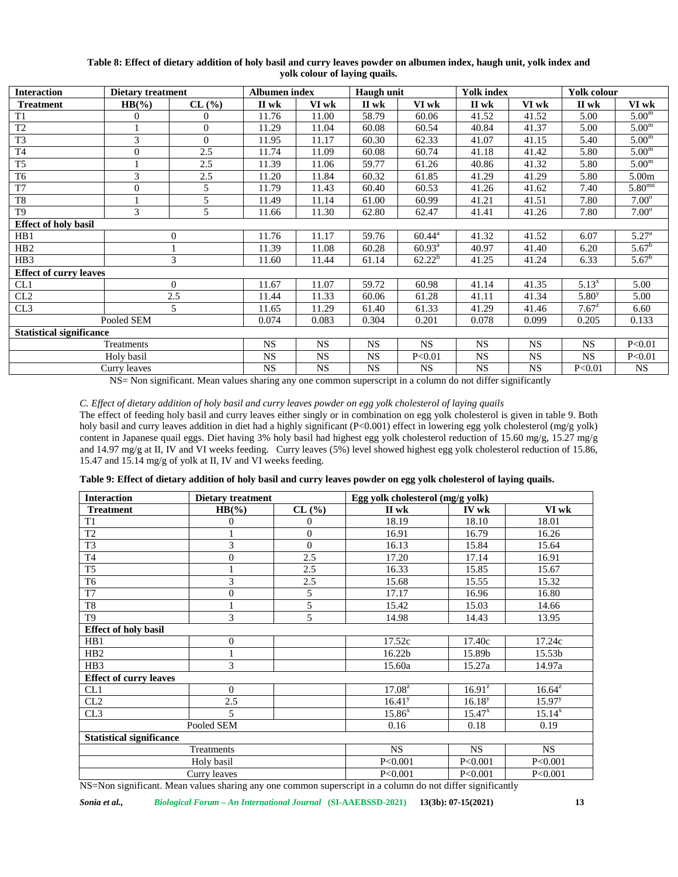**Table 8: Effect of dietary addition of holy basil and curry leaves powder on albumen index, haugh unit, yolk index and yolk colour of laying quails.**

| Interaction | Dietary treatment | | Albumen index | | Haugh unit | | Yolk index | | Yolk colour | |
|---|---|---|---|---|---|---|---|---|---|---|
| **Treatment** | **HB(%)** | **CL (%)** | **II wk** | **VI wk** | **II wk** | **VI wk** | **II wk** | **VI wk** | **II wk** | **VI wk** |
| T1 | 0 | 0 | 11.76 | 11.00 | 58.79 | 60.06 | 41.52 | 41.52 | 5.00 | 5.00[m] |
| T2 | 1 | 0 | 11.29 | 11.04 | 60.08 | 60.54 | 40.84 | 41.37 | 5.00 | 5.00[m] |
| T3 | 3 | 0 | 11.95 | 11.17 | 60.30 | 62.33 | 41.07 | 41.15 | 5.40 | 5.00[m] |
| T4 | 0 | 2.5 | 11.74 | 11.09 | 60.08 | 60.74 | 41.18 | 41.42 | 5.80 | 5.00[m] |
| T5 | 1 | 2.5 | 11.39 | 11.06 | 59.77 | 61.26 | 40.86 | 41.32 | 5.80 | 5.00[m] |
| T6 | 3 | 2.5 | 11.20 | 11.84 | 60.32 | 61.85 | 41.29 | 41.29 | 5.80 | 5.00m |
| T7 | 0 | 5 | 11.79 | 11.43 | 60.40 | 60.53 | 41.26 | 41.62 | 7.40 | 5.80[mn] |
| T8 | 1 | 5 | 11.49 | 11.14 | 61.00 | 60.99 | 41.21 | 41.51 | 7.80 | 7.00[o] |
| T9 | 3 | 5 | 11.66 | 11.30 | 62.80 | 62.47 | 41.41 | 41.26 | 7.80 | 7.00[o] |
| **Effect of holy basil** | | | | | | | | | | |
| HB1 | 0 | | 11.76 | 11.17 | 59.76 | 60.44[a] | 41.32 | 41.52 | 6.07 | 5.27[a] |
| HB2 | 1 | | 11.39 | 11.08 | 60.28 | 60.93[a] | 40.97 | 41.40 | 6.20 | 5.67[b] |
| HB3 | 3 | | 11.60 | 11.44 | 61.14 | 62.22[b] | 41.25 | 41.24 | 6.33 | 5.67[b] |
| **Effect of curry leaves** | | | | | | | | | | |
| CL1 | 0 | | 11.67 | 11.07 | 59.72 | 60.98 | 41.14 | 41.35 | 5.13[x] | 5.00 |
| CL2 | 2.5 | | 11.44 | 11.33 | 60.06 | 61.28 | 41.11 | 41.34 | 5.80[y] | 5.00 |
| CL3 | 5 | | 11.65 | 11.29 | 61.40 | 61.33 | 41.29 | 41.46 | 7.67[z] | 6.60 |
| Pooled SEM | | | 0.074 | 0.083 | 0.304 | 0.201 | 0.078 | 0.099 | 0.205 | 0.133 |
| **Statistical significance** | | | | | | | | | | |
| Treatments | | | NS | NS | NS | NS | NS | NS | NS | P<0.01 |
| Holy basil | | | NS | NS | NS | P<0.01 | NS | NS | NS | P<0.01 |
| Curry leaves | | | NS | NS | NS | NS | NS | NS | P<0.01 | NS |

NS= Non significant. Mean values sharing any one common superscript in a column do not differ significantly

*C. Effect of dietary addition of holy basil and curry leaves powder on egg yolk cholesterol of laying quails*

The effect of feeding holy basil and curry leaves either singly or in combination on egg yolk cholesterol is given in table 9. Both holy basil and curry leaves addition in diet had a highly significant (P<0.001) effect in lowering egg yolk cholesterol (mg/g yolk) content in Japanese quail eggs. Diet having 3% holy basil had highest egg yolk cholesterol reduction of 15.60 mg/g, 15.27 mg/g and 14.97 mg/g at II, IV and VI weeks feeding. Curry leaves (5%) level showed highest egg yolk cholesterol reduction of 15.86, 15.47 and 15.14 mg/g of yolk at II, IV and VI weeks feeding.

**Table 9: Effect of dietary addition of holy basil and curry leaves powder on egg yolk cholesterol of laying quails.**

| Interaction | Dietary treatment | | Egg yolk cholesterol (mg/g yolk) | | |
|---|---|---|---|---|---|
| **Treatment** | **HB(%)** | **CL (%)** | **II wk** | **IV wk** | **VI wk** |
| T1 | 0 | 0 | 18.19 | 18.10 | 18.01 |
| T2 | 1 | 0 | 16.91 | 16.79 | 16.26 |
| T3 | 3 | 0 | 16.13 | 15.84 | 15.64 |
| T4 | 0 | 2.5 | 17.20 | 17.14 | 16.91 |
| T5 | 1 | 2.5 | 16.33 | 15.85 | 15.67 |
| T6 | 3 | 2.5 | 15.68 | 15.55 | 15.32 |
| T7 | 0 | 5 | 17.17 | 16.96 | 16.80 |
| T8 | 1 | 5 | 15.42 | 15.03 | 14.66 |
| T9 | 3 | 5 | 14.98 | 14.43 | 13.95 |
| **Effect of holy basil** | | | | | |
| HB1 | 0 | | 17.52c | 17.40c | 17.24c |
| HB2 | 1 | | 16.22b | 15.89b | 15.53b |
| HB3 | 3 | | 15.60a | 15.27a | 14.97a |
| **Effect of curry leaves** | | | | | |
| CL1 | 0 | | 17.08[z] | 16.91[z] | 16.64[z] |
| CL2 | 2.5 | | 16.41[y] | 16.18[y] | 15.97[y] |
| CL3 | 5 | | 15.86[x] | 15.47[x] | 15.14[x] |
| Pooled SEM | | | 0.16 | 0.18 | 0.19 |
| **Statistical significance** | | | | | |
| Treatments | | | NS | NS | NS |
| Holy basil | | | P<0.001 | P<0.001 | P<0.001 |
| Curry leaves | | | P<0.001 | P<0.001 | P<0.001 |

NS=Non significant. Mean values sharing any one common superscript in a column do not differ significantly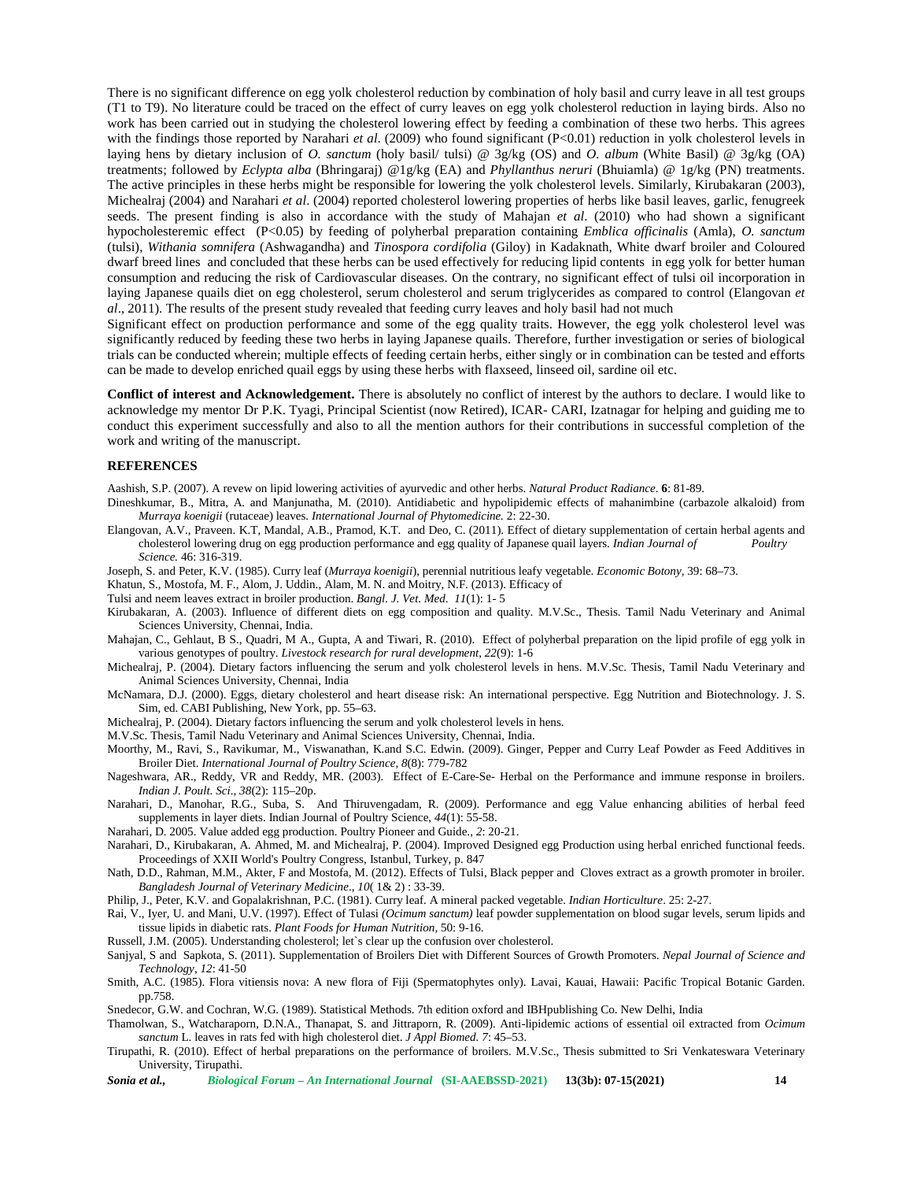There is no significant difference on egg yolk cholesterol reduction by combination of holy basil and curry leave in all test groups (T1 to T9). No literature could be traced on the effect of curry leaves on egg yolk cholesterol reduction in laying birds. Also no work has been carried out in studying the cholesterol lowering effect by feeding a combination of these two herbs. This agrees with the findings those reported by Narahari *et al.* (2009) who found significant ($P<0.01$) reduction in yolk cholesterol levels in laying hens by dietary inclusion of *O. sanctum* (holy basil/ tulsi) @ 3g/kg (OS) and *O. album* (White Basil) @ 3g/kg (OA) treatments; followed by *Eclypta alba* (Bhringaraj) @1g/kg (EA) and *Phyllanthus neruri* (Bhuiamla) @ 1g/kg (PN) treatments. The active principles in these herbs might be responsible for lowering the yolk cholesterol levels. Similarly, Kirubakaran (2003), Michealraj (2004) and Narahari *et al*. (2004) reported cholesterol lowering properties of herbs like basil leaves, garlic, fenugreek seeds. The present finding is also in accordance with the study of Mahajan *et al*. (2010) who had shown a significant hypocholesteremic effect ($P<0.05$) by feeding of polyherbal preparation containing *Emblica officinalis* (Amla), *O. sanctum* (tulsi), *Withania somnifera* (Ashwagandha) and *Tinospora cordifolia* (Giloy) in Kadaknath, White dwarf broiler and Coloured dwarf breed lines and concluded that these herbs can be used effectively for reducing lipid contents in egg yolk for better human consumption and reducing the risk of Cardiovascular diseases. On the contrary, no significant effect of tulsi oil incorporation in laying Japanese quails diet on egg cholesterol, serum cholesterol and serum triglycerides as compared to control (Elangovan *et al*., 2011). The results of the present study revealed that feeding curry leaves and holy basil had not much

Significant effect on production performance and some of the egg quality traits. However, the egg yolk cholesterol level was significantly reduced by feeding these two herbs in laying Japanese quails. Therefore, further investigation or series of biological trials can be conducted wherein; multiple effects of feeding certain herbs, either singly or in combination can be tested and efforts can be made to develop enriched quail eggs by using these herbs with flaxseed, linseed oil, sardine oil etc.

**Conflict of interest and Acknowledgement.** There is absolutely no conflict of interest by the authors to declare. I would like to acknowledge my mentor Dr P.K. Tyagi, Principal Scientist (now Retired), ICAR- CARI, Izatnagar for helping and guiding me to conduct this experiment successfully and also to all the mention authors for their contributions in successful completion of the work and writing of the manuscript.

## REFERENCES

Aashish, S.P. (2007). A revew on lipid lowering activities of ayurvedic and other herbs. *Natural Product Radiance*. **6**: 81-89.

Dineshkumar, B., Mitra, A. and Manjunatha, M. (2010). Antidiabetic and hypolipidemic effects of mahanimbine (carbazole alkaloid) from *Murraya koenigii* (rutaceae) leaves. *International Journal of Phytomedicine.* 2: 22-30.

Elangovan, A.V., Praveen. K.T, Mandal, A.B., Pramod, K.T. and Deo, C. (2011). Effect of dietary supplementation of certain herbal agents and cholesterol lowering drug on egg production performance and egg quality of Japanese quail layers. *Indian Journal of Poultry Science.* 46: 316-319.

Joseph, S. and Peter, K.V. (1985). Curry leaf (*Murraya koenigii*), perennial nutritious leafy vegetable. *Economic Botony*, 39: 68–73.

Khatun, S., Mostofa, M. F., Alom, J. Uddin., Alam, M. N. and Moitry, N.F. (2013). Efficacy of

Tulsi and neem leaves extract in broiler production. *Bangl. J. Vet. Med. 11*(1): 1- 5

Kirubakaran, A. (2003). Influence of different diets on egg composition and quality. M.V.Sc., Thesis. Tamil Nadu Veterinary and Animal Sciences University, Chennai, India.

Mahajan, C., Gehlaut, B S., Quadri, M A., Gupta, A and Tiwari, R. (2010). Effect of polyherbal preparation on the lipid profile of egg yolk in various genotypes of poultry. *Livestock research for rural development*, *22*(9): 1-6

Michealraj, P. (2004). Dietary factors influencing the serum and yolk cholesterol levels in hens. M.V.Sc. Thesis, Tamil Nadu Veterinary and Animal Sciences University, Chennai, India

McNamara, D.J. (2000). Eggs, dietary cholesterol and heart disease risk: An international perspective. Egg Nutrition and Biotechnology. J. S. Sim, ed. CABI Publishing, New York, pp. 55–63.

Michealraj, P. (2004). Dietary factors influencing the serum and yolk cholesterol levels in hens.

M.V.Sc. Thesis, Tamil Nadu Veterinary and Animal Sciences University, Chennai, India.

Moorthy, M., Ravi, S., Ravikumar, M., Viswanathan, K.and S.C. Edwin. (2009). Ginger, Pepper and Curry Leaf Powder as Feed Additives in Broiler Diet. *International Journal of Poultry Science*, *8*(8): 779-782

Nageshwara, AR., Reddy, VR and Reddy, MR. (2003). Effect of E-Care-Se- Herbal on the Performance and immune response in broilers. *Indian J. Poult. Sci*., *38*(2): 115–20p.

Narahari, D., Manohar, R.G., Suba, S. And Thiruvengadam, R. (2009). Performance and egg Value enhancing abilities of herbal feed supplements in layer diets. Indian Journal of Poultry Science, *44*(1): 55-58.

Narahari, D. 2005. Value added egg production. Poultry Pioneer and Guide*., 2*: 20-21.

Narahari, D., Kirubakaran, A. Ahmed, M. and Michealraj, P. (2004). Improved Designed egg Production using herbal enriched functional feeds. Proceedings of XXII World's Poultry Congress, Istanbul, Turkey, p. 847

Nath, D.D., Rahman, M.M., Akter, F and Mostofa, M. (2012). Effects of Tulsi, Black pepper and Cloves extract as a growth promoter in broiler. *Bangladesh Journal of Veterinary Medicine*., *10*( 1& 2) : 33-39.

Philip, J., Peter, K.V. and Gopalakrishnan, P.C. (1981). Curry leaf. A mineral packed vegetable. *Indian Horticulture*. 25: 2-27.

Rai, V., Iyer, U. and Mani, U.V. (1997). Effect of Tulasi *(Ocimum sanctum)* leaf powder supplementation on blood sugar levels, serum lipids and tissue lipids in diabetic rats. *Plant Foods for Human Nutrition*, 50: 9-16.

Russell, J.M. (2005). Understanding cholesterol; let`s clear up the confusion over cholesterol.

Sanjyal, S and Sapkota, S. (2011). Supplementation of Broilers Diet with Different Sources of Growth Promoters. *Nepal Journal of Science and Technology*, *12*: 41-50

Smith, A.C. (1985). Flora vitiensis nova: A new flora of Fiji (Spermatophytes only). Lavai, Kauai, Hawaii: Pacific Tropical Botanic Garden. pp.758.

Snedecor, G.W. and Cochran, W.G. (1989). Statistical Methods. 7th edition oxford and IBHpublishing Co. New Delhi, India

Thamolwan, S., Watcharaporn, D.N.A., Thanapat, S. and Jittraporn, R. (2009). Anti-lipidemic actions of essential oil extracted from *Ocimum sanctum* L. leaves in rats fed with high cholesterol diet. *J Appl Biomed. 7*: 45–53.

Tirupathi, R. (2010). Effect of herbal preparations on the performance of broilers. M.V.Sc., Thesis submitted to Sri Venkateswara Veterinary University, Tirupathi.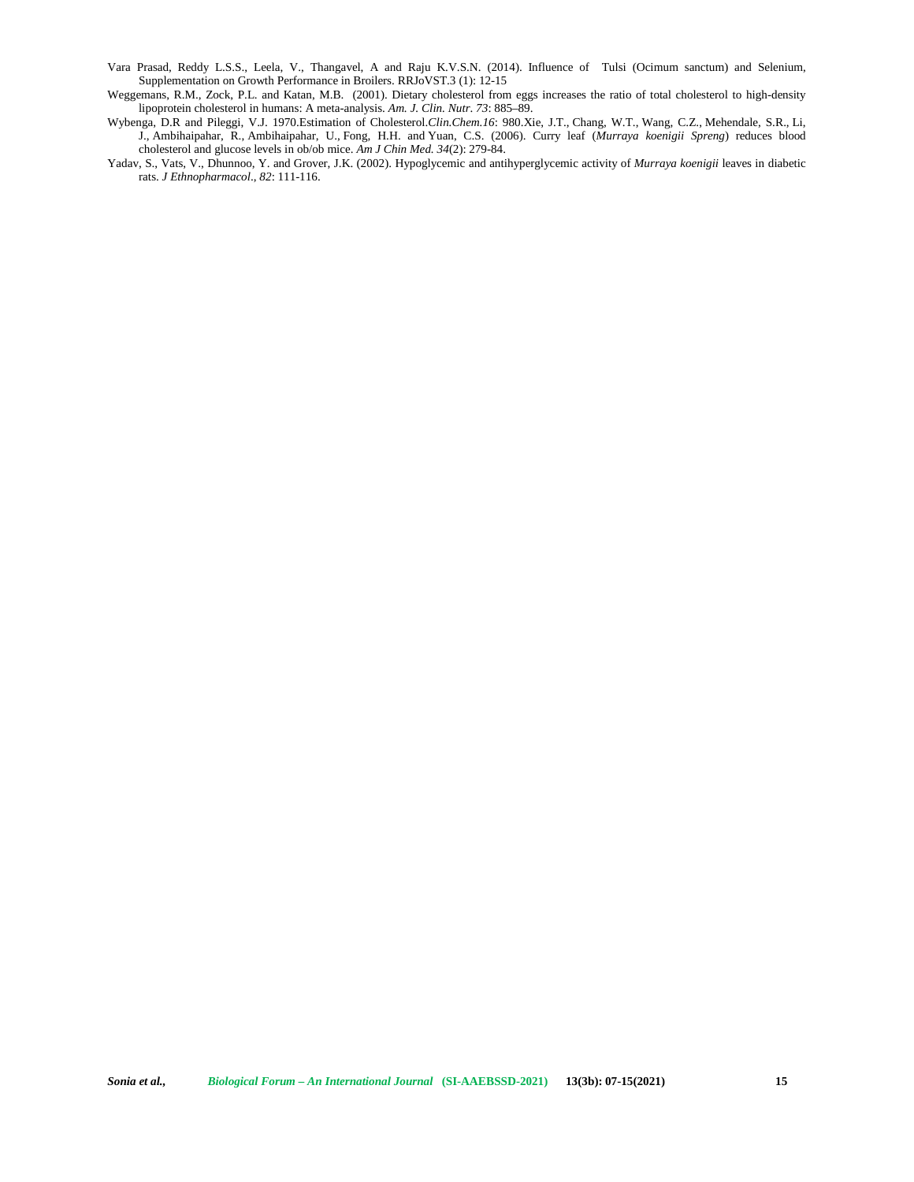Vara Prasad, Reddy L.S.S., Leela, V., Thangavel, A and Raju K.V.S.N. (2014). Influence of Tulsi (Ocimum sanctum) and Selenium, Supplementation on Growth Performance in Broilers. RRJoVST.3 (1): 12-15

Weggemans, R.M., Zock, P.L. and Katan, M.B. (2001). Dietary cholesterol from eggs increases the ratio of total cholesterol to high-density lipoprotein cholesterol in humans: A meta-analysis. *Am. J. Clin. Nutr. 73*: 885–89.

Wybenga, D.R and Pileggi, V.J. 1970.Estimation of Cholesterol.*Clin.Chem.16*: 980.Xie, J.T., Chang, W.T., Wang, C.Z., Mehendale, S.R., Li, J., Ambihaipahar, R., Ambihaipahar, U., Fong, H.H. and Yuan, C.S. (2006). Curry leaf (*Murraya koenigii Spreng*) reduces blood cholesterol and glucose levels in ob/ob mice. *Am J Chin Med. 34*(2): 279-84.

Yadav, S., Vats, V., Dhunnoo, Y. and Grover, J.K. (2002). Hypoglycemic and antihyperglycemic activity of *Murraya koenigii* leaves in diabetic rats. *J Ethnopharmacol*., *82*: 111-116.